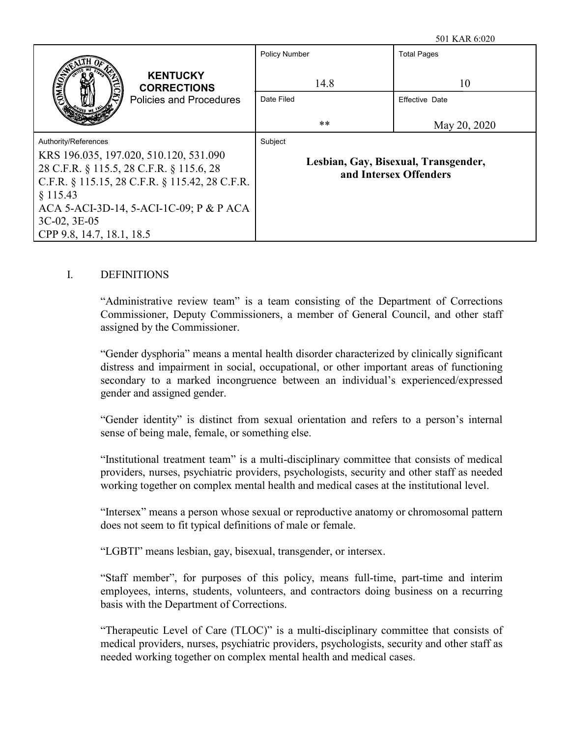501 KAR 6:020

| KENTUCKY CORRECTIONS Policies and Procedures | Policy Number | Total Pages |
|---|---|---|
| | 14.8 | 10 |
| | Date Filed | Effective Date |
| | ** | May 20, 2020 |
| Authority/References | Subject | |
| KRS 196.035, 197.020, 510.120, 531.090<br>28 C.F.R. § 115.5, 28 C.F.R. § 115.6, 28 C.F.R. § 115.15, 28 C.F.R. § 115.42, 28 C.F.R. § 115.43<br>ACA 5-ACI-3D-14, 5-ACI-1C-09; P & P ACA 3C-02, 3E-05<br>CPP 9.8, 14.7, 18.1, 18.5 | **Lesbian, Gay, Bisexual, Transgender, and Intersex Offenders** | |

## I. DEFINITIONS

"Administrative review team" is a team consisting of the Department of Corrections Commissioner, Deputy Commissioners, a member of General Council, and other staff assigned by the Commissioner.

"Gender dysphoria" means a mental health disorder characterized by clinically significant distress and impairment in social, occupational, or other important areas of functioning secondary to a marked incongruence between an individual's experienced/expressed gender and assigned gender.

"Gender identity" is distinct from sexual orientation and refers to a person's internal sense of being male, female, or something else.

"Institutional treatment team" is a multi-disciplinary committee that consists of medical providers, nurses, psychiatric providers, psychologists, security and other staff as needed working together on complex mental health and medical cases at the institutional level.

"Intersex" means a person whose sexual or reproductive anatomy or chromosomal pattern does not seem to fit typical definitions of male or female.

"LGBTI" means lesbian, gay, bisexual, transgender, or intersex.

"Staff member", for purposes of this policy, means full-time, part-time and interim employees, interns, students, volunteers, and contractors doing business on a recurring basis with the Department of Corrections.

"Therapeutic Level of Care (TLOC)" is a multi-disciplinary committee that consists of medical providers, nurses, psychiatric providers, psychologists, security and other staff as needed working together on complex mental health and medical cases.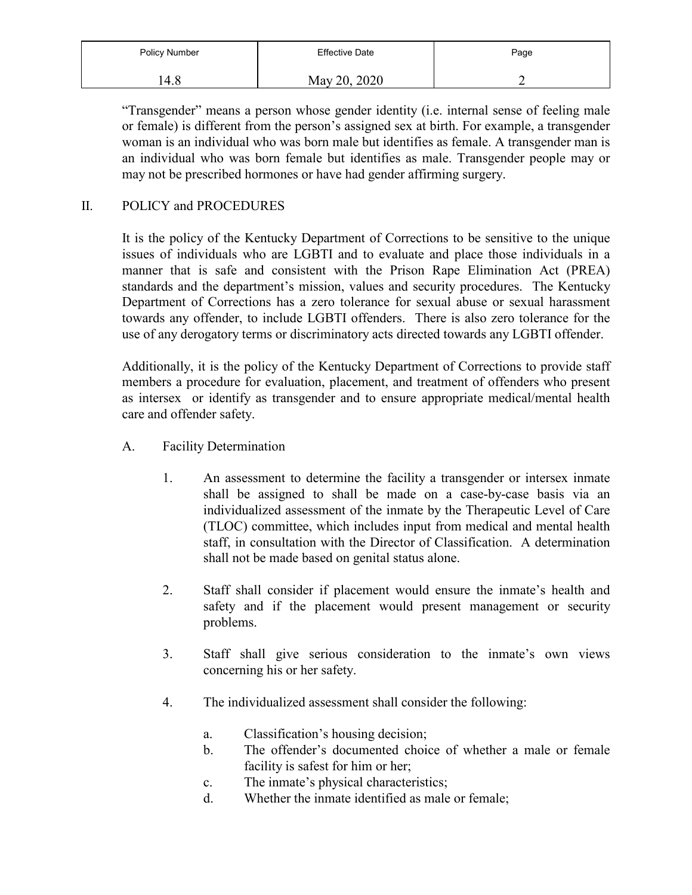“Transgender” means a person whose gender identity (i.e. internal sense of feeling male or female) is different from the person’s assigned sex at birth. For example, a transgender woman is an individual who was born male but identifies as female. A transgender man is an individual who was born female but identifies as male. Transgender people may or may not be prescribed hormones or have had gender affirming surgery.

## II. POLICY and PROCEDURES

It is the policy of the Kentucky Department of Corrections to be sensitive to the unique issues of individuals who are LGBTI and to evaluate and place those individuals in a manner that is safe and consistent with the Prison Rape Elimination Act (PREA) standards and the department’s mission, values and security procedures. The Kentucky Department of Corrections has a zero tolerance for sexual abuse or sexual harassment towards any offender, to include LGBTI offenders. There is also zero tolerance for the use of any derogatory terms or discriminatory acts directed towards any LGBTI offender.

Additionally, it is the policy of the Kentucky Department of Corrections to provide staff members a procedure for evaluation, placement, and treatment of offenders who present as intersex or identify as transgender and to ensure appropriate medical/mental health care and offender safety.

### A. Facility Determination

1. An assessment to determine the facility a transgender or intersex inmate shall be assigned to shall be made on a case-by-case basis via an individualized assessment of the inmate by the Therapeutic Level of Care (TLOC) committee, which includes input from medical and mental health staff, in consultation with the Director of Classification. A determination shall not be made based on genital status alone.

2. Staff shall consider if placement would ensure the inmate’s health and safety and if the placement would present management or security problems.

3. Staff shall give serious consideration to the inmate’s own views concerning his or her safety.

4. The individualized assessment shall consider the following:

   a. Classification’s housing decision;
   
   b. The offender’s documented choice of whether a male or female facility is safest for him or her;
   
   c. The inmate’s physical characteristics;
   
   d. Whether the inmate identified as male or female;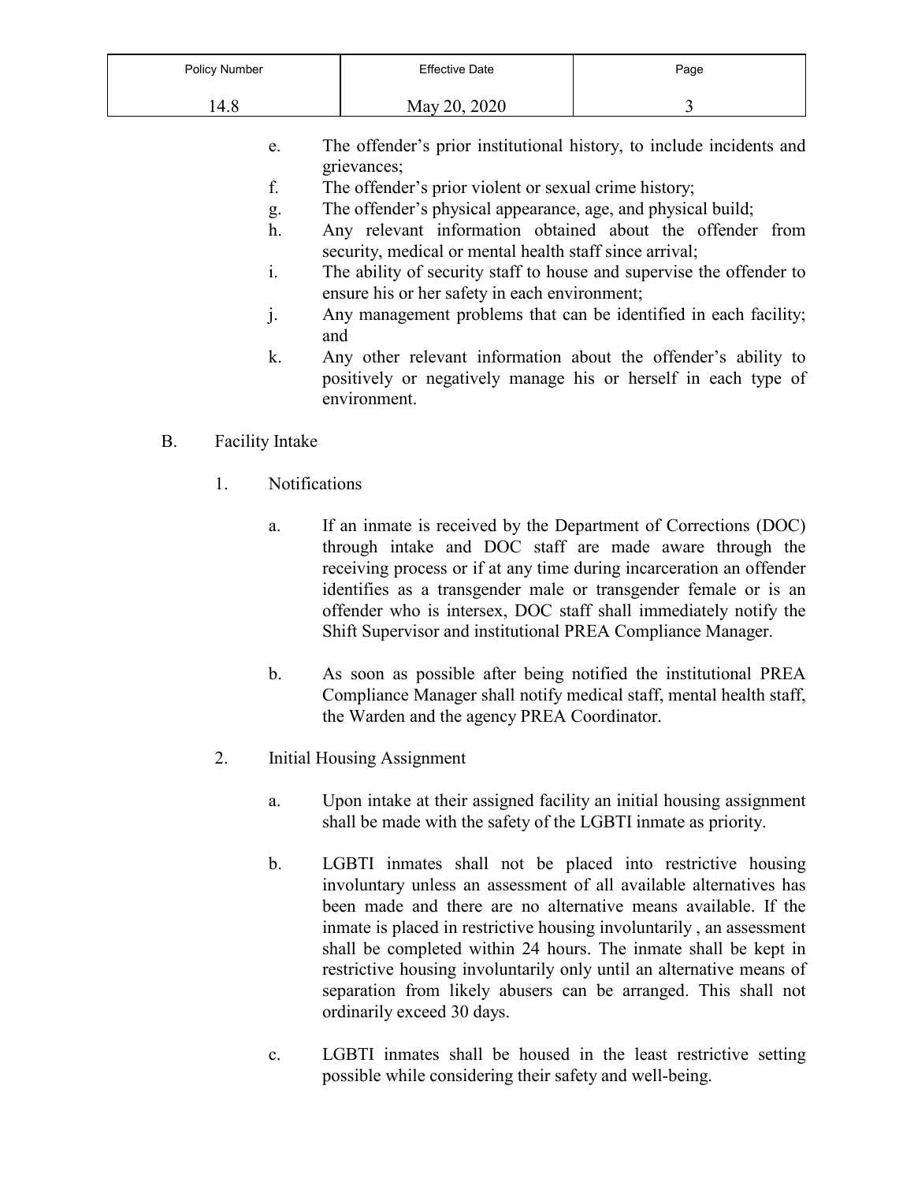e. The offender's prior institutional history, to include incidents and grievances;

f. The offender's prior violent or sexual crime history;

g. The offender's physical appearance, age, and physical build;

h. Any relevant information obtained about the offender from security, medical or mental health staff since arrival;

i. The ability of security staff to house and supervise the offender to ensure his or her safety in each environment;

j. Any management problems that can be identified in each facility; and

k. Any other relevant information about the offender's ability to positively or negatively manage his or herself in each type of environment.

B. Facility Intake

1. Notifications

a. If an inmate is received by the Department of Corrections (DOC) through intake and DOC staff are made aware through the receiving process or if at any time during incarceration an offender identifies as a transgender male or transgender female or is an offender who is intersex, DOC staff shall immediately notify the Shift Supervisor and institutional PREA Compliance Manager.

b. As soon as possible after being notified the institutional PREA Compliance Manager shall notify medical staff, mental health staff, the Warden and the agency PREA Coordinator.

2. Initial Housing Assignment

a. Upon intake at their assigned facility an initial housing assignment shall be made with the safety of the LGBTI inmate as priority.

b. LGBTI inmates shall not be placed into restrictive housing involuntary unless an assessment of all available alternatives has been made and there are no alternative means available. If the inmate is placed in restrictive housing involuntarily , an assessment shall be completed within 24 hours. The inmate shall be kept in restrictive housing involuntarily only until an alternative means of separation from likely abusers can be arranged. This shall not ordinarily exceed 30 days.

c. LGBTI inmates shall be housed in the least restrictive setting possible while considering their safety and well-being.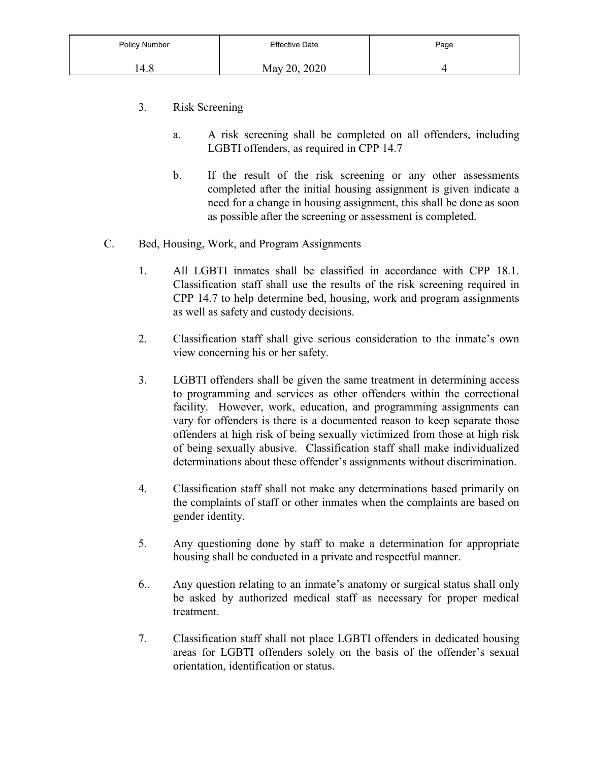3. Risk Screening

    a. A risk screening shall be completed on all offenders, including LGBTI offenders, as required in CPP 14.7

    b. If the result of the risk screening or any other assessments completed after the initial housing assignment is given indicate a need for a change in housing assignment, this shall be done as soon as possible after the screening or assessment is completed.

C. Bed, Housing, Work, and Program Assignments

1. All LGBTI inmates shall be classified in accordance with CPP 18.1. Classification staff shall use the results of the risk screening required in CPP 14.7 to help determine bed, housing, work and program assignments as well as safety and custody decisions.

2. Classification staff shall give serious consideration to the inmate's own view concerning his or her safety.

3. LGBTI offenders shall be given the same treatment in determining access to programming and services as other offenders within the correctional facility. However, work, education, and programming assignments can vary for offenders is there is a documented reason to keep separate those offenders at high risk of being sexually victimized from those at high risk of being sexually abusive. Classification staff shall make individualized determinations about these offender's assignments without discrimination.

4. Classification staff shall not make any determinations based primarily on the complaints of staff or other inmates when the complaints are based on gender identity.

5. Any questioning done by staff to make a determination for appropriate housing shall be conducted in a private and respectful manner.

6.. Any question relating to an inmate's anatomy or surgical status shall only be asked by authorized medical staff as necessary for proper medical treatment.

7. Classification staff shall not place LGBTI offenders in dedicated housing areas for LGBTI offenders solely on the basis of the offender's sexual orientation, identification or status.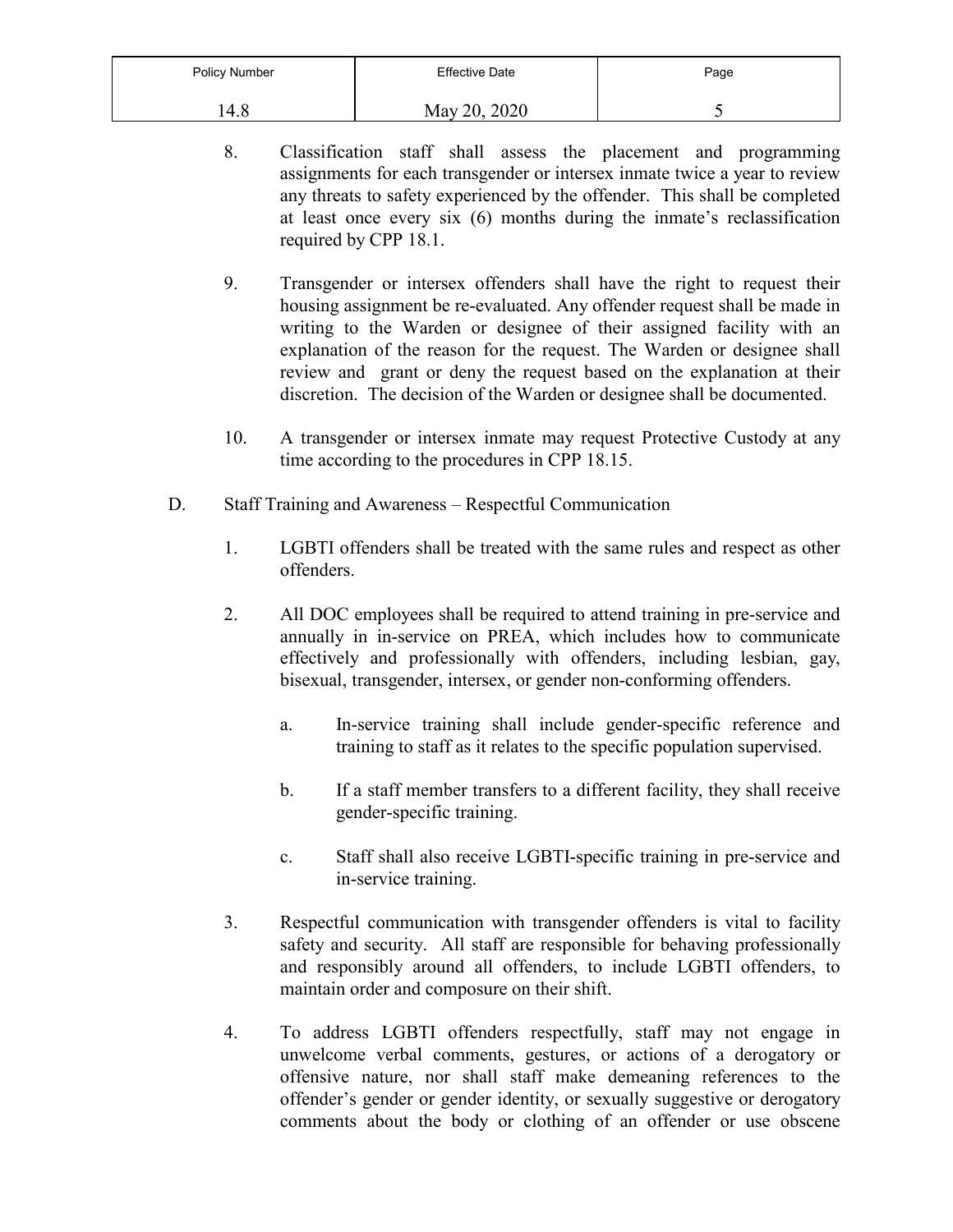8. Classification staff shall assess the placement and programming assignments for each transgender or intersex inmate twice a year to review any threats to safety experienced by the offender. This shall be completed at least once every six (6) months during the inmate's reclassification required by CPP 18.1.

9. Transgender or intersex offenders shall have the right to request their housing assignment be re-evaluated. Any offender request shall be made in writing to the Warden or designee of their assigned facility with an explanation of the reason for the request. The Warden or designee shall review and grant or deny the request based on the explanation at their discretion. The decision of the Warden or designee shall be documented.

10. A transgender or intersex inmate may request Protective Custody at any time according to the procedures in CPP 18.15.

D. Staff Training and Awareness – Respectful Communication

1. LGBTI offenders shall be treated with the same rules and respect as other offenders.

2. All DOC employees shall be required to attend training in pre-service and annually in in-service on PREA, which includes how to communicate effectively and professionally with offenders, including lesbian, gay, bisexual, transgender, intersex, or gender non-conforming offenders.

   a. In-service training shall include gender-specific reference and training to staff as it relates to the specific population supervised.

   b. If a staff member transfers to a different facility, they shall receive gender-specific training.

   c. Staff shall also receive LGBTI-specific training in pre-service and in-service training.

3. Respectful communication with transgender offenders is vital to facility safety and security. All staff are responsible for behaving professionally and responsibly around all offenders, to include LGBTI offenders, to maintain order and composure on their shift.

4. To address LGBTI offenders respectfully, staff may not engage in unwelcome verbal comments, gestures, or actions of a derogatory or offensive nature, nor shall staff make demeaning references to the offender's gender or gender identity, or sexually suggestive or derogatory comments about the body or clothing of an offender or use obscene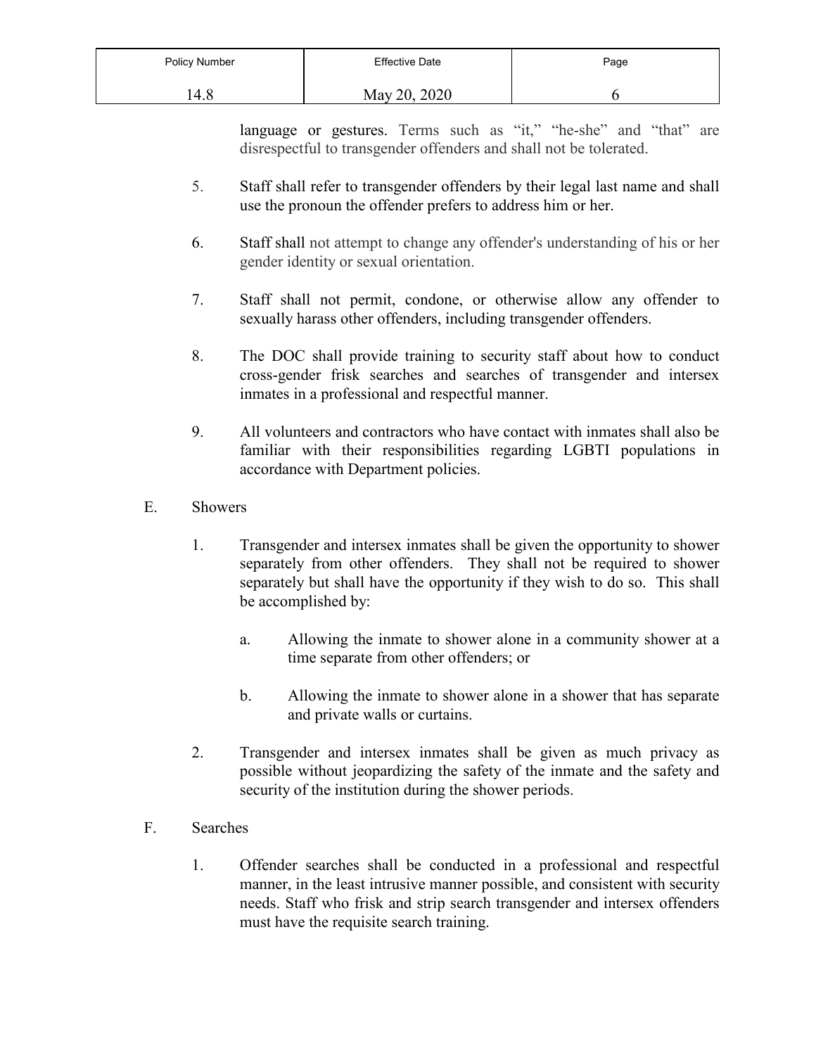language or gestures. Terms such as "it," "he-she" and "that" are disrespectful to transgender offenders and shall not be tolerated.

5. Staff shall refer to transgender offenders by their legal last name and shall use the pronoun the offender prefers to address him or her.

6. Staff shall not attempt to change any offender's understanding of his or her gender identity or sexual orientation.

7. Staff shall not permit, condone, or otherwise allow any offender to sexually harass other offenders, including transgender offenders.

8. The DOC shall provide training to security staff about how to conduct cross-gender frisk searches and searches of transgender and intersex inmates in a professional and respectful manner.

9. All volunteers and contractors who have contact with inmates shall also be familiar with their responsibilities regarding LGBTI populations in accordance with Department policies.

E. Showers

1. Transgender and intersex inmates shall be given the opportunity to shower separately from other offenders. They shall not be required to shower separately but shall have the opportunity if they wish to do so. This shall be accomplished by:

   a. Allowing the inmate to shower alone in a community shower at a time separate from other offenders; or

   b. Allowing the inmate to shower alone in a shower that has separate and private walls or curtains.

2. Transgender and intersex inmates shall be given as much privacy as possible without jeopardizing the safety of the inmate and the safety and security of the institution during the shower periods.

F. Searches

1. Offender searches shall be conducted in a professional and respectful manner, in the least intrusive manner possible, and consistent with security needs. Staff who frisk and strip search transgender and intersex offenders must have the requisite search training.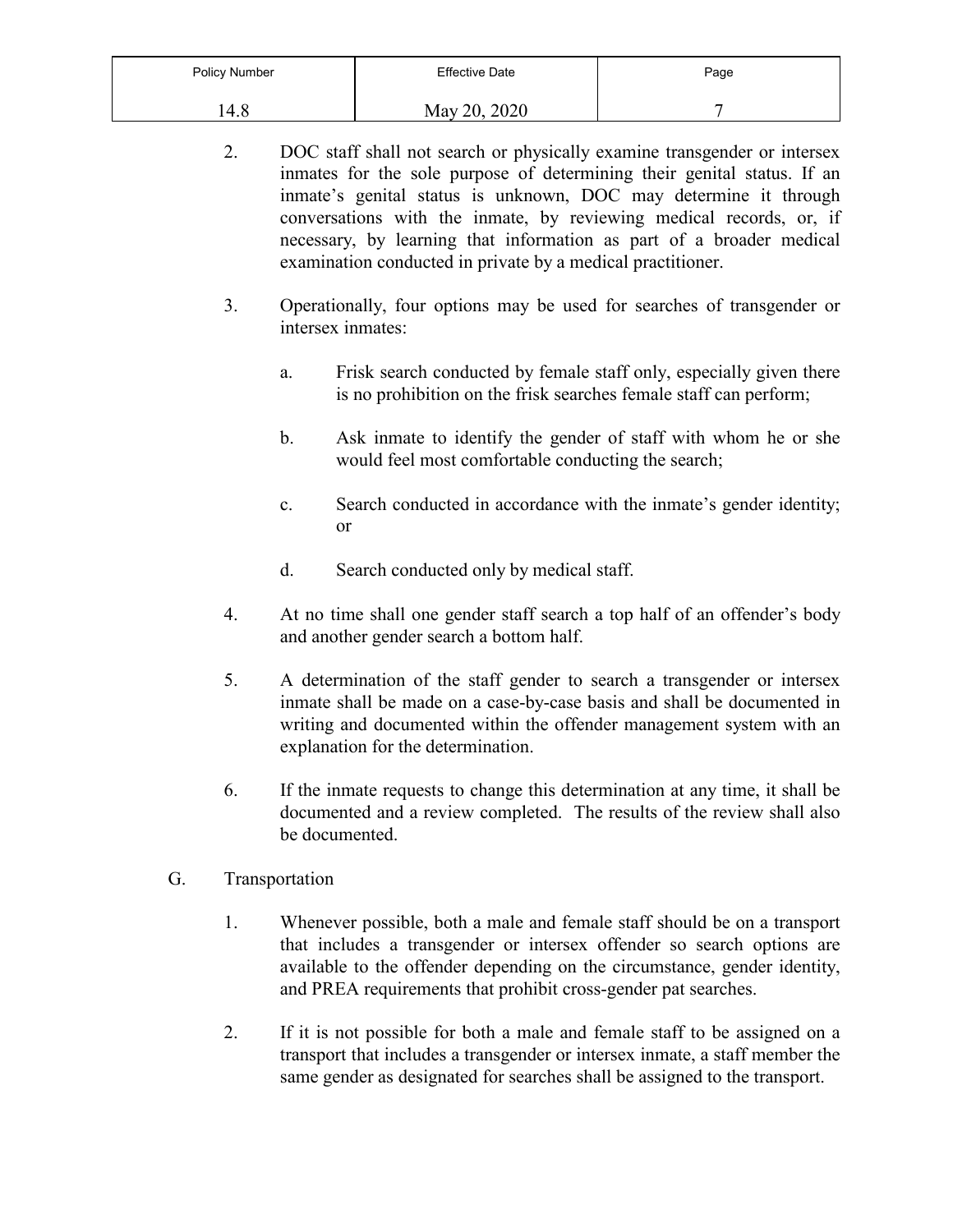2. DOC staff shall not search or physically examine transgender or intersex inmates for the sole purpose of determining their genital status. If an inmate's genital status is unknown, DOC may determine it through conversations with the inmate, by reviewing medical records, or, if necessary, by learning that information as part of a broader medical examination conducted in private by a medical practitioner.

3. Operationally, four options may be used for searches of transgender or intersex inmates:

   a. Frisk search conducted by female staff only, especially given there is no prohibition on the frisk searches female staff can perform;

   b. Ask inmate to identify the gender of staff with whom he or she would feel most comfortable conducting the search;

   c. Search conducted in accordance with the inmate's gender identity; or

   d. Search conducted only by medical staff.

4. At no time shall one gender staff search a top half of an offender's body and another gender search a bottom half.

5. A determination of the staff gender to search a transgender or intersex inmate shall be made on a case-by-case basis and shall be documented in writing and documented within the offender management system with an explanation for the determination.

6. If the inmate requests to change this determination at any time, it shall be documented and a review completed. The results of the review shall also be documented.

G. Transportation

1. Whenever possible, both a male and female staff should be on a transport that includes a transgender or intersex offender so search options are available to the offender depending on the circumstance, gender identity, and PREA requirements that prohibit cross-gender pat searches.

2. If it is not possible for both a male and female staff to be assigned on a transport that includes a transgender or intersex inmate, a staff member the same gender as designated for searches shall be assigned to the transport.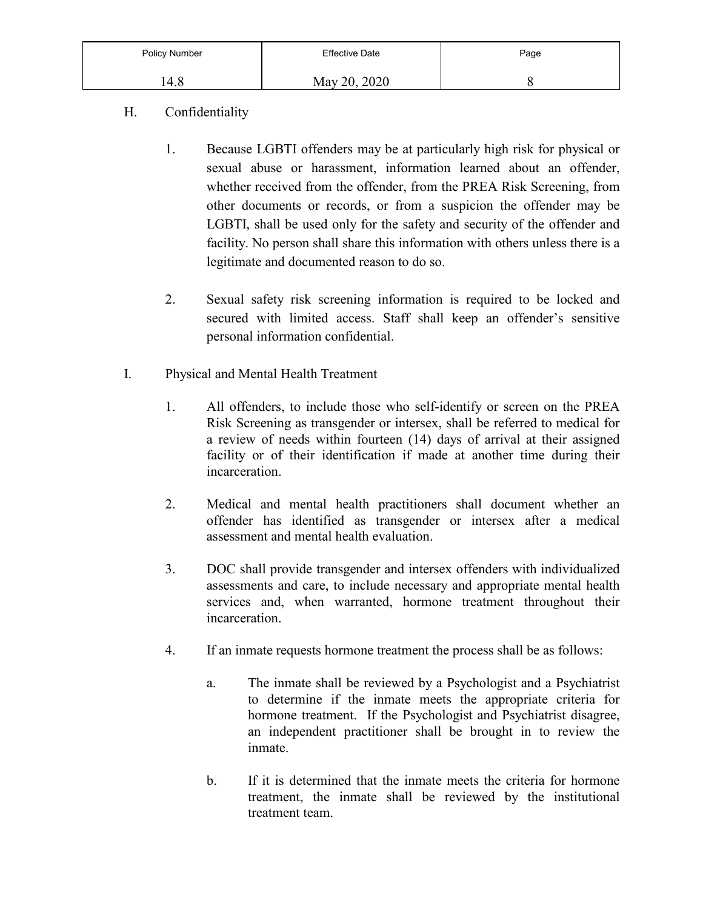H. Confidentiality

1. Because LGBTI offenders may be at particularly high risk for physical or sexual abuse or harassment, information learned about an offender, whether received from the offender, from the PREA Risk Screening, from other documents or records, or from a suspicion the offender may be LGBTI, shall be used only for the safety and security of the offender and facility. No person shall share this information with others unless there is a legitimate and documented reason to do so.

2. Sexual safety risk screening information is required to be locked and secured with limited access. Staff shall keep an offender's sensitive personal information confidential.

I. Physical and Mental Health Treatment

1. All offenders, to include those who self-identify or screen on the PREA Risk Screening as transgender or intersex, shall be referred to medical for a review of needs within fourteen (14) days of arrival at their assigned facility or of their identification if made at another time during their incarceration.

2. Medical and mental health practitioners shall document whether an offender has identified as transgender or intersex after a medical assessment and mental health evaluation.

3. DOC shall provide transgender and intersex offenders with individualized assessments and care, to include necessary and appropriate mental health services and, when warranted, hormone treatment throughout their incarceration.

4. If an inmate requests hormone treatment the process shall be as follows:

   a. The inmate shall be reviewed by a Psychologist and a Psychiatrist to determine if the inmate meets the appropriate criteria for hormone treatment. If the Psychologist and Psychiatrist disagree, an independent practitioner shall be brought in to review the inmate.

   b. If it is determined that the inmate meets the criteria for hormone treatment, the inmate shall be reviewed by the institutional treatment team.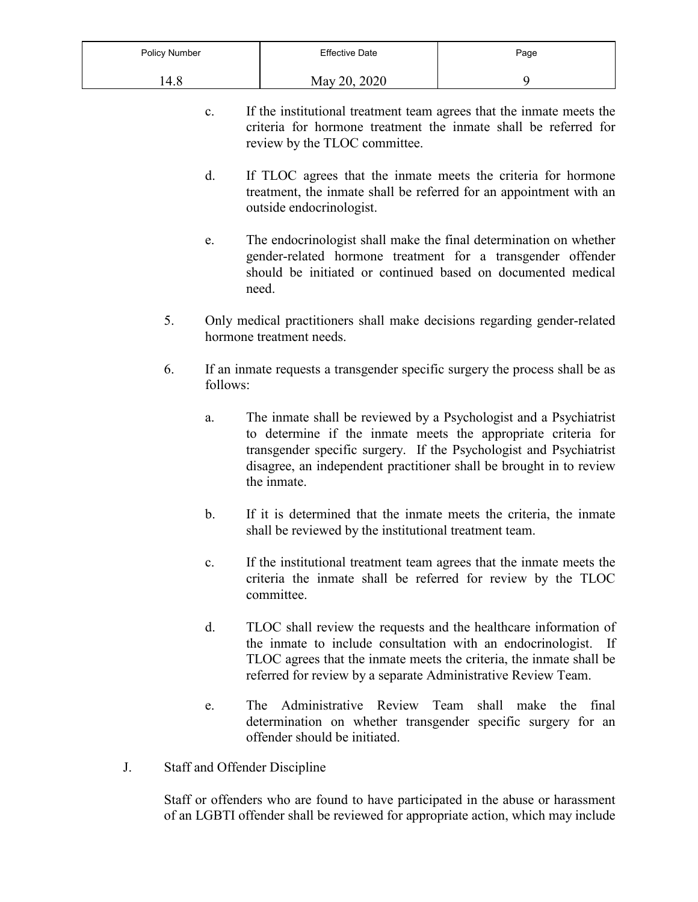c. If the institutional treatment team agrees that the inmate meets the criteria for hormone treatment the inmate shall be referred for review by the TLOC committee.

d. If TLOC agrees that the inmate meets the criteria for hormone treatment, the inmate shall be referred for an appointment with an outside endocrinologist.

e. The endocrinologist shall make the final determination on whether gender-related hormone treatment for a transgender offender should be initiated or continued based on documented medical need.

5. Only medical practitioners shall make decisions regarding gender-related hormone treatment needs.

6. If an inmate requests a transgender specific surgery the process shall be as follows:

   a. The inmate shall be reviewed by a Psychologist and a Psychiatrist to determine if the inmate meets the appropriate criteria for transgender specific surgery. If the Psychologist and Psychiatrist disagree, an independent practitioner shall be brought in to review the inmate.

   b. If it is determined that the inmate meets the criteria, the inmate shall be reviewed by the institutional treatment team.

   c. If the institutional treatment team agrees that the inmate meets the criteria the inmate shall be referred for review by the TLOC committee.

   d. TLOC shall review the requests and the healthcare information of the inmate to include consultation with an endocrinologist. If TLOC agrees that the inmate meets the criteria, the inmate shall be referred for review by a separate Administrative Review Team.

   e. The Administrative Review Team shall make the final determination on whether transgender specific surgery for an offender should be initiated.

J. Staff and Offender Discipline

Staff or offenders who are found to have participated in the abuse or harassment of an LGBTI offender shall be reviewed for appropriate action, which may include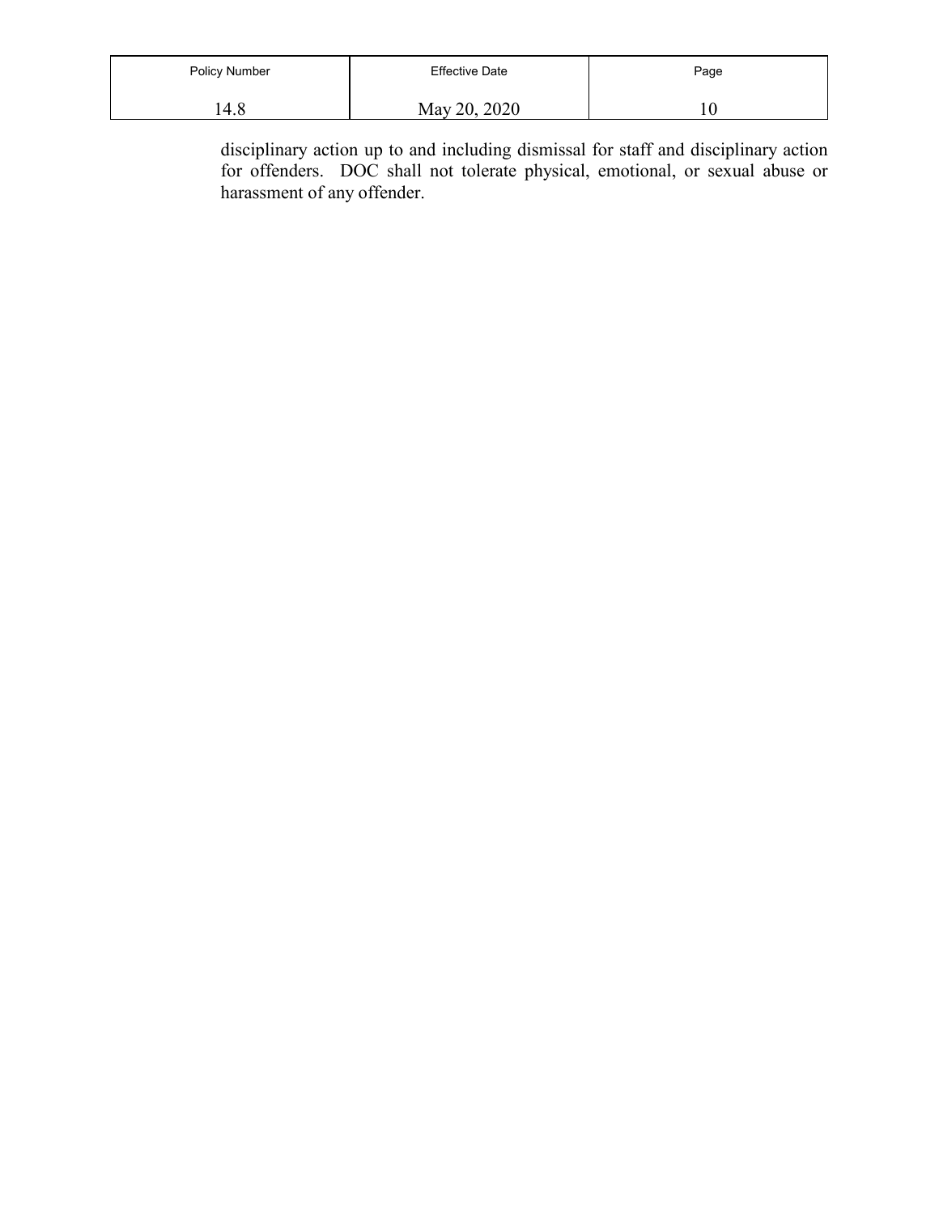disciplinary action up to and including dismissal for staff and disciplinary action for offenders. DOC shall not tolerate physical, emotional, or sexual abuse or harassment of any offender.